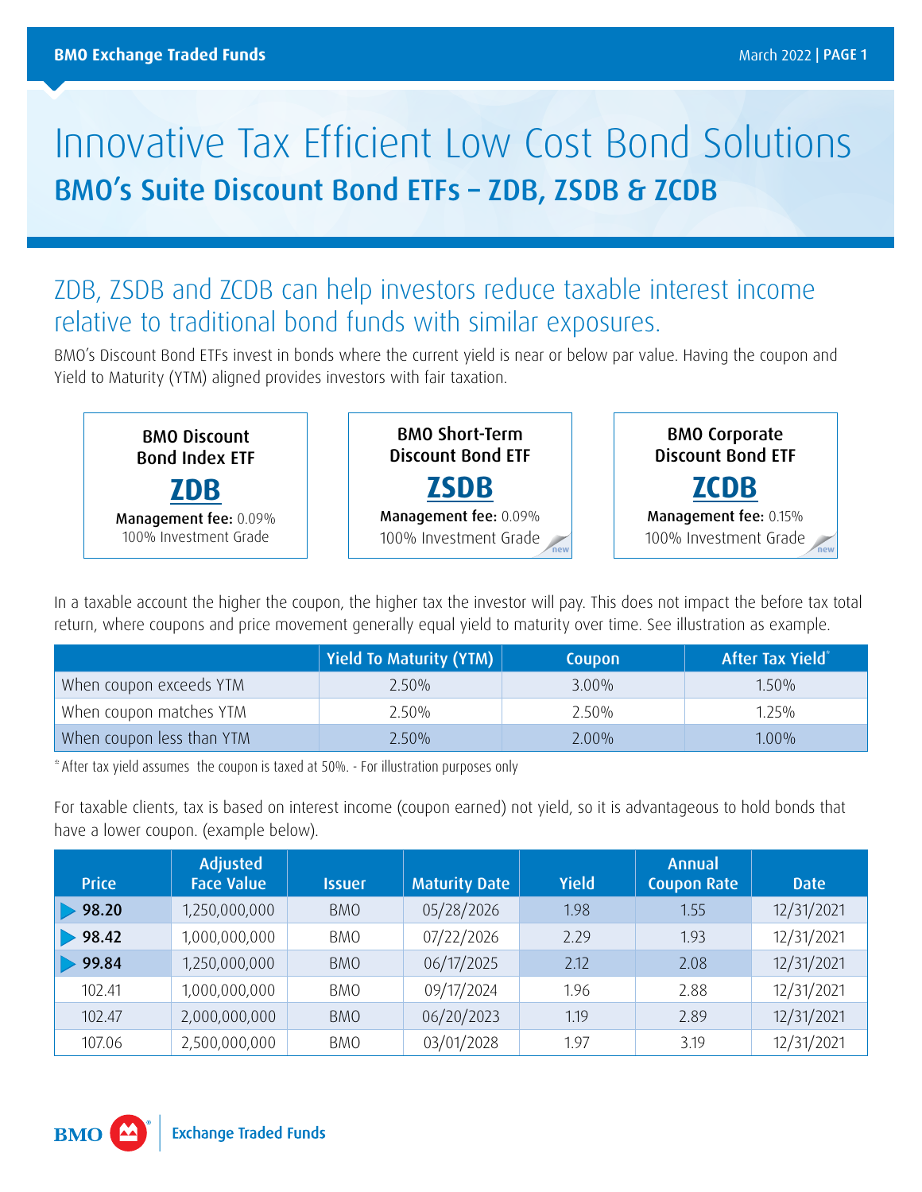# Innovative Tax Efficient Low Cost Bond Solutions

## BMO's Suite Discount Bond ETFs – ZDB, ZSDB & ZCDB

### ZDB, ZSDB and ZCDB can help investors reduce taxable interest income relative to traditional bond funds with similar exposures.

BMO's Discount Bond ETFs invest in bonds where the current yield is near or below par value. Having the coupon and Yield to Maturity (YTM) aligned provides investors with fair taxation.

**BMO Discount Bond Index ETF**
**ZDB**
**Management fee:** 0.09%
100% Investment Grade

**BMO Short-Term Discount Bond ETF**
**ZSDB**
**Management fee:** 0.09%
100% Investment Grade
new

**BMO Corporate Discount Bond ETF**
**ZCDB**
**Management fee:** 0.15%
100% Investment Grade
new

In a taxable account the higher the coupon, the higher tax the investor will pay. This does not impact the before tax total return, where coupons and price movement generally equal yield to maturity over time. See illustration as example.

| | Yield To Maturity (YTM) | Coupon | After Tax Yield* |
|---|---|---|---|
| When coupon exceeds YTM | 2.50% | 3.00% | 1.50% |
| When coupon matches YTM | 2.50% | 2.50% | 1.25% |
| When coupon less than YTM | 2.50% | 2.00% | 1.00% |

*After tax yield assumes the coupon is taxed at 50%. - For illustration purposes only

For taxable clients, tax is based on interest income (coupon earned) not yield, so it is advantageous to hold bonds that have a lower coupon. (example below).

| Price | Adjusted Face Value | Issuer | Maturity Date | Yield | Annual Coupon Rate | Date |
|---|---|---|---|---|---|---|
| **98.20** | 1,250,000,000 | BMO | 05/28/2026 | 1.98 | 1.55 | 12/31/2021 |
| **98.42** | 1,000,000,000 | BMO | 07/22/2026 | 2.29 | 1.93 | 12/31/2021 |
| **99.84** | 1,250,000,000 | BMO | 06/17/2025 | 2.12 | 2.08 | 12/31/2021 |
| 102.41 | 1,000,000,000 | BMO | 09/17/2024 | 1.96 | 2.88 | 12/31/2021 |
| 102.47 | 2,000,000,000 | BMO | 06/20/2023 | 1.19 | 2.89 | 12/31/2021 |
| 107.06 | 2,500,000,000 | BMO | 03/01/2028 | 1.97 | 3.19 | 12/31/2021 |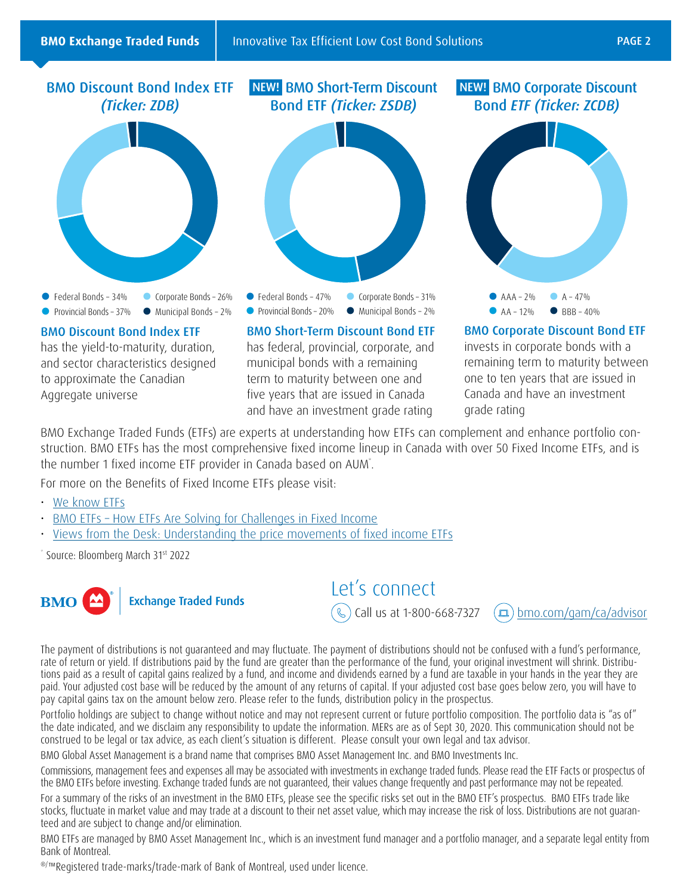## BMO Discount Bond Index ETF *(Ticker: ZDB)*

Federal Bonds – 34%
Corporate Bonds – 26%
Provincial Bonds – 37%
Municipal Bonds – 2%

**BMO Discount Bond Index ETF** has the yield-to-maturity, duration, and sector characteristics designed to approximate the Canadian Aggregate universe

## NEW! BMO Short-Term Discount Bond ETF *(Ticker: ZSDB)*

Federal Bonds – 47%
Corporate Bonds – 31%
Provincial Bonds – 20%
Municipal Bonds – 2%

**BMO Short-Term Discount Bond ETF** has federal, provincial, corporate, and municipal bonds with a remaining term to maturity between one and five years that are issued in Canada and have an investment grade rating

## NEW! BMO Corporate Discount Bond *ETF (Ticker: ZCDB)*

AAA – 2%
A – 47%
AA – 12%
BBB – 40%

**BMO Corporate Discount Bond ETF** invests in corporate bonds with a remaining term to maturity between one to ten years that are issued in Canada and have an investment grade rating

BMO Exchange Traded Funds (ETFs) are experts at understanding how ETFs can complement and enhance portfolio construction. BMO ETFs has the most comprehensive fixed income lineup in Canada with over 50 Fixed Income ETFs, and is the number 1 fixed income ETF provider in Canada based on AUM*.

For more on the Benefits of Fixed Income ETFs please visit:

- We know ETFs
- BMO ETFs – How ETFs Are Solving for Challenges in Fixed Income
- Views from the Desk: Understanding the price movements of fixed income ETFs

* Source: Bloomberg March 31st 2022

BMO Exchange Traded Funds

Let's connect

Call us at 1-800-668-7327 bmo.com/gam/ca/advisor

The payment of distributions is not guaranteed and may fluctuate. The payment of distributions should not be confused with a fund's performance, rate of return or yield. If distributions paid by the fund are greater than the performance of the fund, your original investment will shrink. Distributions paid as a result of capital gains realized by a fund, and income and dividends earned by a fund are taxable in your hands in the year they are paid. Your adjusted cost base will be reduced by the amount of any returns of capital. If your adjusted cost base goes below zero, you will have to pay capital gains tax on the amount below zero. Please refer to the funds, distribution policy in the prospectus.

Portfolio holdings are subject to change without notice and may not represent current or future portfolio composition. The portfolio data is "as of" the date indicated, and we disclaim any responsibility to update the information. MERs are as of Sept 30, 2020. This communication should not be construed to be legal or tax advice, as each client's situation is different. Please consult your own legal and tax advisor.

BMO Global Asset Management is a brand name that comprises BMO Asset Management Inc. and BMO Investments Inc.

Commissions, management fees and expenses all may be associated with investments in exchange traded funds. Please read the ETF Facts or prospectus of the BMO ETFs before investing. Exchange traded funds are not guaranteed, their values change frequently and past performance may not be repeated.

For a summary of the risks of an investment in the BMO ETFs, please see the specific risks set out in the BMO ETF's prospectus. BMO ETFs trade like stocks, fluctuate in market value and may trade at a discount to their net asset value, which may increase the risk of loss. Distributions are not guaranteed and are subject to change and/or elimination.

BMO ETFs are managed by BMO Asset Management Inc., which is an investment fund manager and a portfolio manager, and a separate legal entity from Bank of Montreal.

®/™Registered trade-marks/trade-mark of Bank of Montreal, used under licence.